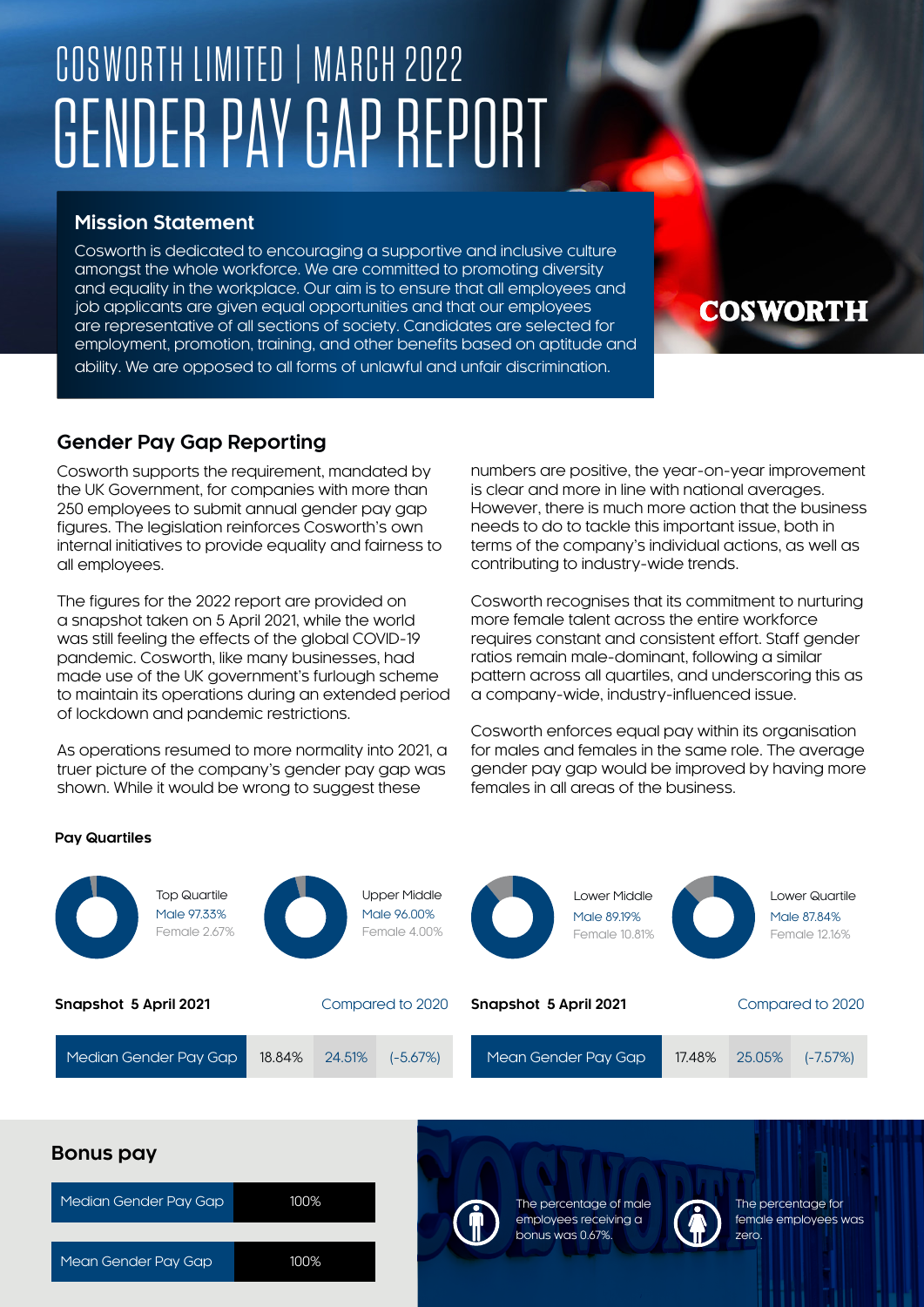# COSWORTH LIMITED | MARCH 2022

# GENDER PAY GAP REPORT

## Mission Statement

Cosworth is dedicated to encouraging a supportive and inclusive culture amongst the whole workforce. We are committed to promoting diversity and equality in the workplace. Our aim is to ensure that all employees and job applicants are given equal opportunities and that our employees are representative of all sections of society. Candidates are selected for employment, promotion, training, and other benefits based on aptitude and ability. We are opposed to all forms of unlawful and unfair discrimination.

COSWORTH

## Gender Pay Gap Reporting

Cosworth supports the requirement, mandated by the UK Government, for companies with more than 250 employees to submit annual gender pay gap figures. The legislation reinforces Cosworth's own internal initiatives to provide equality and fairness to all employees.

The figures for the 2022 report are provided on a snapshot taken on 5 April 2021, while the world was still feeling the effects of the global COVID-19 pandemic. Cosworth, like many businesses, had made use of the UK government's furlough scheme to maintain its operations during an extended period of lockdown and pandemic restrictions.

As operations resumed to more normality into 2021, a truer picture of the company's gender pay gap was shown. While it would be wrong to suggest these numbers are positive, the year-on-year improvement is clear and more in line with national averages. However, there is much more action that the business needs to do to tackle this important issue, both in terms of the company's individual actions, as well as contributing to industry-wide trends.

Cosworth recognises that its commitment to nurturing more female talent across the entire workforce requires constant and consistent effort. Staff gender ratios remain male-dominant, following a similar pattern across all quartiles, and underscoring this as a company-wide, industry-influenced issue.

Cosworth enforces equal pay within its organisation for males and females in the same role. The average gender pay gap would be improved by having more females in all areas of the business.

### Pay Quartiles

| Quartile | Male | Female |
|---|---|---|
| Top Quartile | 97.33% | 2.67% |
| Upper Middle | 96.00% | 4.00% |
| Lower Middle | 89.19% | 10.81% |
| Lower Quartile | 87.84% | 12.16% |

| Snapshot 5 April 2021 | | Compared to 2020 | |
|---|---|---|---|
| Median Gender Pay Gap | 18.84% | 24.51% | (-5.67%) |
| Mean Gender Pay Gap | 17.48% | 25.05% | (-7.57%) |

## Bonus pay

| | |
|---|---|
| Median Gender Pay Gap | 100% |
| Mean Gender Pay Gap | 100% |

The percentage of male employees receiving a bonus was 0.67%.

The percentage for female employees was zero.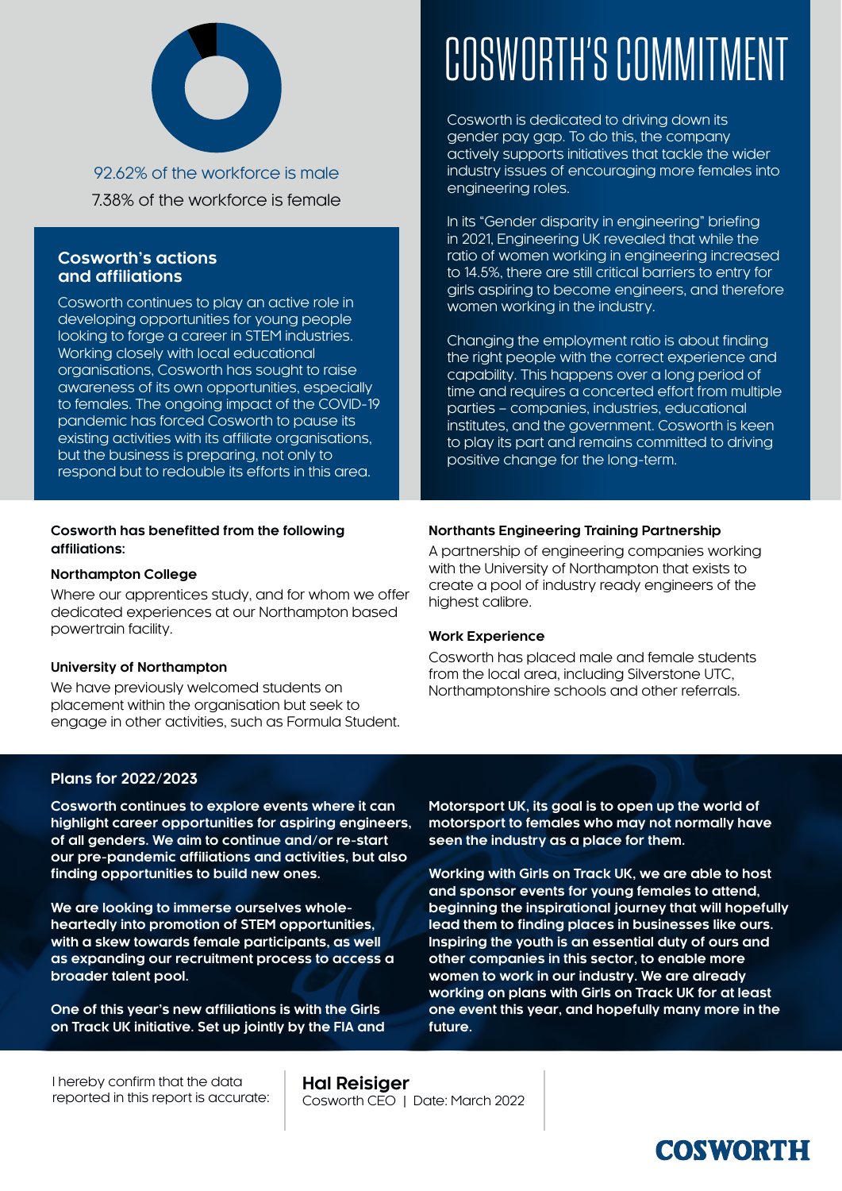92.62% of the workforce is male

7.38% of the workforce is female

## Cosworth's actions and affiliations

Cosworth continues to play an active role in developing opportunities for young people looking to forge a career in STEM industries. Working closely with local educational organisations, Cosworth has sought to raise awareness of its own opportunities, especially to females. The ongoing impact of the COVID-19 pandemic has forced Cosworth to pause its existing activities with its affiliate organisations, but the business is preparing, not only to respond but to redouble its efforts in this area.

# COSWORTH'S COMMITMENT

Cosworth is dedicated to driving down its gender pay gap. To do this, the company actively supports initiatives that tackle the wider industry issues of encouraging more females into engineering roles.

In its "Gender disparity in engineering" briefing in 2021, Engineering UK revealed that while the ratio of women working in engineering increased to 14.5%, there are still critical barriers to entry for girls aspiring to become engineers, and therefore women working in the industry.

Changing the employment ratio is about finding the right people with the correct experience and capability. This happens over a long period of time and requires a concerted effort from multiple parties – companies, industries, educational institutes, and the government. Cosworth is keen to play its part and remains committed to driving positive change for the long-term.

**Cosworth has benefitted from the following affiliations:**

**Northampton College**

Where our apprentices study, and for whom we offer dedicated experiences at our Northampton based powertrain facility.

**University of Northampton**

We have previously welcomed students on placement within the organisation but seek to engage in other activities, such as Formula Student.

**Northants Engineering Training Partnership**

A partnership of engineering companies working with the University of Northampton that exists to create a pool of industry ready engineers of the highest calibre.

**Work Experience**

Cosworth has placed male and female students from the local area, including Silverstone UTC, Northamptonshire schools and other referrals.

## Plans for 2022/2023

**Cosworth continues to explore events where it can highlight career opportunities for aspiring engineers, of all genders. We aim to continue and/or re-start our pre-pandemic affiliations and activities, but also finding opportunities to build new ones.**

**We are looking to immerse ourselves whole-heartedly into promotion of STEM opportunities, with a skew towards female participants, as well as expanding our recruitment process to access a broader talent pool.**

**One of this year's new affiliations is with the Girls on Track UK initiative. Set up jointly by the FIA and Motorsport UK, its goal is to open up the world of motorsport to females who may not normally have seen the industry as a place for them.**

**Working with Girls on Track UK, we are able to host and sponsor events for young females to attend, beginning the inspirational journey that will hopefully lead them to finding places in businesses like ours. Inspiring the youth is an essential duty of ours and other companies in this sector, to enable more women to work in our industry. We are already working on plans with Girls on Track UK for at least one event this year, and hopefully many more in the future.**

I hereby confirm that the data reported in this report is accurate:

**Hal Reisiger**
Cosworth CEO | Date: March 2022

COSWORTH